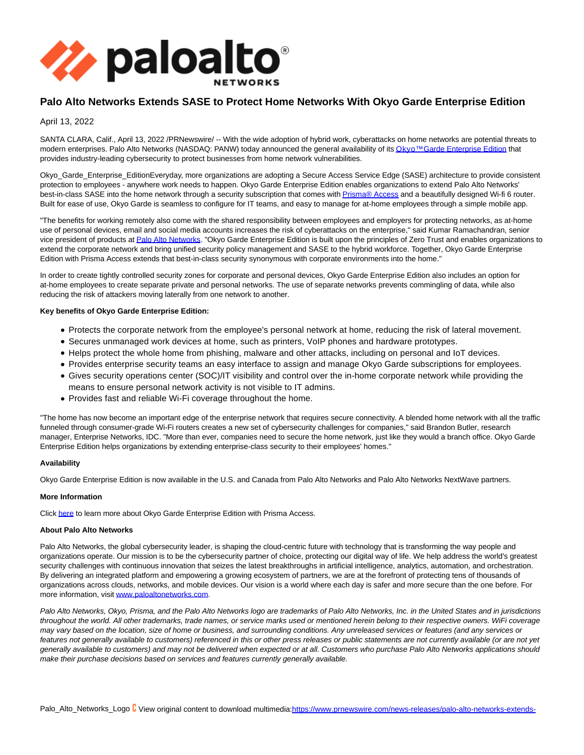# Palo Alto Networks Extends SASE to Protect Home Networks With Okyo Garde Enterprise Edition

April 13, 2022

SANTA CLARA, Calif., April 13, 2022 /PRNewswire/ -- With the wide adoption of hybrid work, cyberattacks on home networks are potential threats to modern enterprises. Palo Alto Networks (NASDAQ: PANW) today announced the general availability of its Okyo™Garde Enterprise Edition that provides industry-leading cybersecurity to protect businesses from home network vulnerabilities.

Okyo_Garde_Enterprise_EditionEveryday, more organizations are adopting a Secure Access Service Edge (SASE) architecture to provide consistent protection to employees - anywhere work needs to happen. Okyo Garde Enterprise Edition enables organizations to extend Palo Alto Networks' best-in-class SASE into the home network through a security subscription that comes with Prisma® Access and a beautifully designed Wi-fi 6 router. Built for ease of use, Okyo Garde is seamless to configure for IT teams, and easy to manage for at-home employees through a simple mobile app.

"The benefits for working remotely also come with the shared responsibility between employees and employers for protecting networks, as at-home use of personal devices, email and social media accounts increases the risk of cyberattacks on the enterprise," said Kumar Ramachandran, senior vice president of products at Palo Alto Networks. "Okyo Garde Enterprise Edition is built upon the principles of Zero Trust and enables organizations to extend the corporate network and bring unified security policy management and SASE to the hybrid workforce. Together, Okyo Garde Enterprise Edition with Prisma Access extends that best-in-class security synonymous with corporate environments into the home."

In order to create tightly controlled security zones for corporate and personal devices, Okyo Garde Enterprise Edition also includes an option for at-home employees to create separate private and personal networks. The use of separate networks prevents commingling of data, while also reducing the risk of attackers moving laterally from one network to another.

**Key benefits of Okyo Garde Enterprise Edition:**

- Protects the corporate network from the employee's personal network at home, reducing the risk of lateral movement.
- Secures unmanaged work devices at home, such as printers, VoIP phones and hardware prototypes.
- Helps protect the whole home from phishing, malware and other attacks, including on personal and IoT devices.
- Provides enterprise security teams an easy interface to assign and manage Okyo Garde subscriptions for employees.
- Gives security operations center (SOC)/IT visibility and control over the in-home corporate network while providing the means to ensure personal network activity is not visible to IT admins.
- Provides fast and reliable Wi-Fi coverage throughout the home.

"The home has now become an important edge of the enterprise network that requires secure connectivity. A blended home network with all the traffic funneled through consumer-grade Wi-Fi routers creates a new set of cybersecurity challenges for companies," said Brandon Butler, research manager, Enterprise Networks, IDC. "More than ever, companies need to secure the home network, just like they would a branch office. Okyo Garde Enterprise Edition helps organizations by extending enterprise-class security to their employees' homes."

**Availability**

Okyo Garde Enterprise Edition is now available in the U.S. and Canada from Palo Alto Networks and Palo Alto Networks NextWave partners.

**More Information**

Click here to learn more about Okyo Garde Enterprise Edition with Prisma Access.

**About Palo Alto Networks**

Palo Alto Networks, the global cybersecurity leader, is shaping the cloud-centric future with technology that is transforming the way people and organizations operate. Our mission is to be the cybersecurity partner of choice, protecting our digital way of life. We help address the world's greatest security challenges with continuous innovation that seizes the latest breakthroughs in artificial intelligence, analytics, automation, and orchestration. By delivering an integrated platform and empowering a growing ecosystem of partners, we are at the forefront of protecting tens of thousands of organizations across clouds, networks, and mobile devices. Our vision is a world where each day is safer and more secure than the one before. For more information, visit www.paloaltonetworks.com.

*Palo Alto Networks, Okyo, Prisma, and the Palo Alto Networks logo are trademarks of Palo Alto Networks, Inc. in the United States and in jurisdictions throughout the world. All other trademarks, trade names, or service marks used or mentioned herein belong to their respective owners. WiFi coverage may vary based on the location, size of home or business, and surrounding conditions. Any unreleased services or features (and any services or features not generally available to customers) referenced in this or other press releases or public statements are not currently available (or are not yet generally available to customers) and may not be delivered when expected or at all. Customers who purchase Palo Alto Networks applications should make their purchase decisions based on services and features currently generally available.*

Palo_Alto_Networks_Logo View original content to download multimedia:https://www.prnewswire.com/news-releases/palo-alto-networks-extends-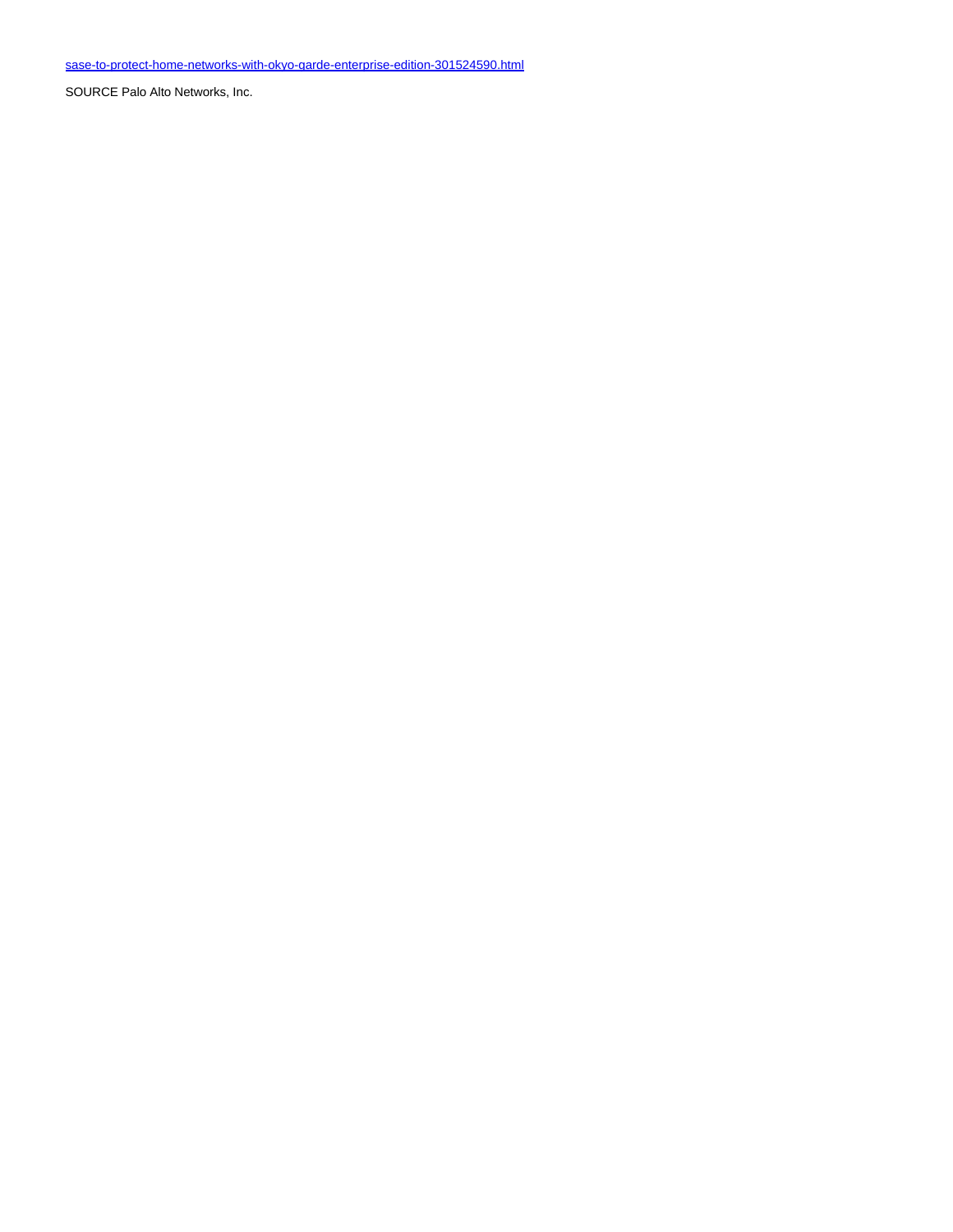sase-to-protect-home-networks-with-okyo-garde-enterprise-edition-301524590.html

SOURCE Palo Alto Networks, Inc.